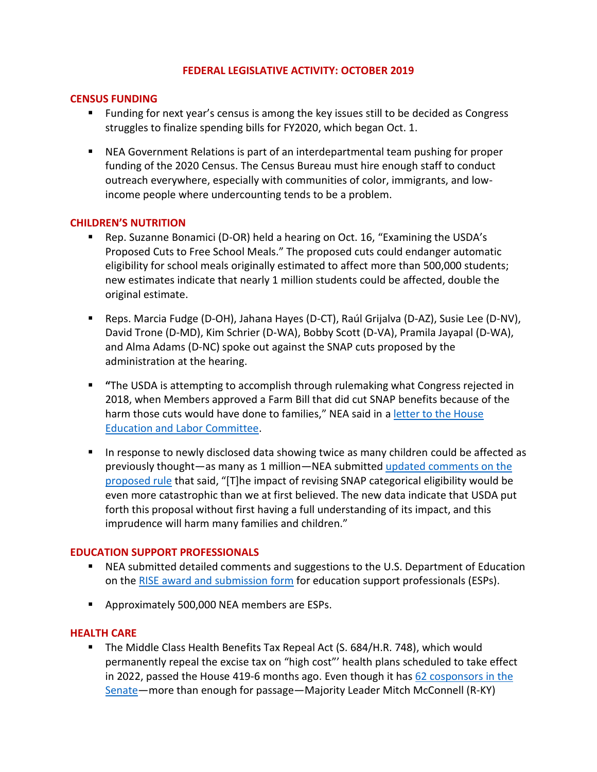# FEDERAL LEGISLATIVE ACTIVITY: OCTOBER 2019

## CENSUS FUNDING

- Funding for next year's census is among the key issues still to be decided as Congress struggles to finalize spending bills for FY2020, which began Oct. 1.
- NEA Government Relations is part of an interdepartmental team pushing for proper funding of the 2020 Census. The Census Bureau must hire enough staff to conduct outreach everywhere, especially with communities of color, immigrants, and low-income people where undercounting tends to be a problem.

## CHILDREN'S NUTRITION

- Rep. Suzanne Bonamici (D-OR) held a hearing on Oct. 16, "Examining the USDA's Proposed Cuts to Free School Meals." The proposed cuts could endanger automatic eligibility for school meals originally estimated to affect more than 500,000 students; new estimates indicate that nearly 1 million students could be affected, double the original estimate.
- Reps. Marcia Fudge (D-OH), Jahana Hayes (D-CT), Raúl Grijalva (D-AZ), Susie Lee (D-NV), David Trone (D-MD), Kim Schrier (D-WA), Bobby Scott (D-VA), Pramila Jayapal (D-WA), and Alma Adams (D-NC) spoke out against the SNAP cuts proposed by the administration at the hearing.
- **"**The USDA is attempting to accomplish through rulemaking what Congress rejected in 2018, when Members approved a Farm Bill that did cut SNAP benefits because of the harm those cuts would have done to families," NEA said in a letter to the House Education and Labor Committee.
- In response to newly disclosed data showing twice as many children could be affected as previously thought—as many as 1 million—NEA submitted updated comments on the proposed rule that said, "[T]he impact of revising SNAP categorical eligibility would be even more catastrophic than we at first believed. The new data indicate that USDA put forth this proposal without first having a full understanding of its impact, and this imprudence will harm many families and children."

## EDUCATION SUPPORT PROFESSIONALS

- NEA submitted detailed comments and suggestions to the U.S. Department of Education on the RISE award and submission form for education support professionals (ESPs).
- Approximately 500,000 NEA members are ESPs.

## HEALTH CARE

- The Middle Class Health Benefits Tax Repeal Act (S. 684/H.R. 748), which would permanently repeal the excise tax on "high cost"' health plans scheduled to take effect in 2022, passed the House 419-6 months ago. Even though it has 62 cosponsors in the Senate—more than enough for passage—Majority Leader Mitch McConnell (R-KY)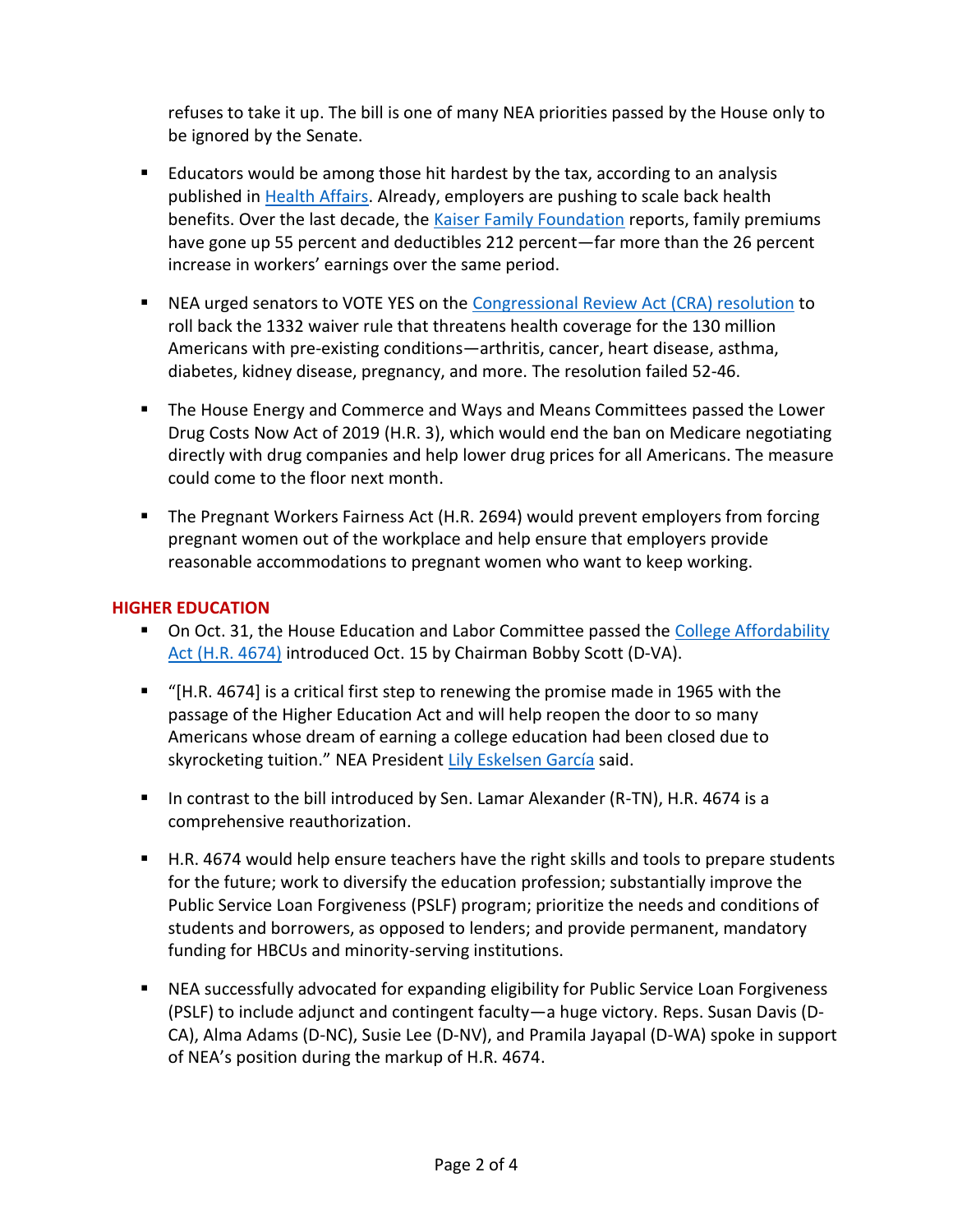refuses to take it up. The bill is one of many NEA priorities passed by the House only to be ignored by the Senate.

- Educators would be among those hit hardest by the tax, according to an analysis published in Health Affairs. Already, employers are pushing to scale back health benefits. Over the last decade, the Kaiser Family Foundation reports, family premiums have gone up 55 percent and deductibles 212 percent—far more than the 26 percent increase in workers' earnings over the same period.

- NEA urged senators to VOTE YES on the Congressional Review Act (CRA) resolution to roll back the 1332 waiver rule that threatens health coverage for the 130 million Americans with pre-existing conditions—arthritis, cancer, heart disease, asthma, diabetes, kidney disease, pregnancy, and more. The resolution failed 52-46.

- The House Energy and Commerce and Ways and Means Committees passed the Lower Drug Costs Now Act of 2019 (H.R. 3), which would end the ban on Medicare negotiating directly with drug companies and help lower drug prices for all Americans. The measure could come to the floor next month.

- The Pregnant Workers Fairness Act (H.R. 2694) would prevent employers from forcing pregnant women out of the workplace and help ensure that employers provide reasonable accommodations to pregnant women who want to keep working.

## HIGHER EDUCATION

- On Oct. 31, the House Education and Labor Committee passed the College Affordability Act (H.R. 4674) introduced Oct. 15 by Chairman Bobby Scott (D-VA).

- "[H.R. 4674] is a critical first step to renewing the promise made in 1965 with the passage of the Higher Education Act and will help reopen the door to so many Americans whose dream of earning a college education had been closed due to skyrocketing tuition." NEA President Lily Eskelsen García said.

- In contrast to the bill introduced by Sen. Lamar Alexander (R-TN), H.R. 4674 is a comprehensive reauthorization.

- H.R. 4674 would help ensure teachers have the right skills and tools to prepare students for the future; work to diversify the education profession; substantially improve the Public Service Loan Forgiveness (PSLF) program; prioritize the needs and conditions of students and borrowers, as opposed to lenders; and provide permanent, mandatory funding for HBCUs and minority-serving institutions.

- NEA successfully advocated for expanding eligibility for Public Service Loan Forgiveness (PSLF) to include adjunct and contingent faculty—a huge victory. Reps. Susan Davis (D-CA), Alma Adams (D-NC), Susie Lee (D-NV), and Pramila Jayapal (D-WA) spoke in support of NEA's position during the markup of H.R. 4674.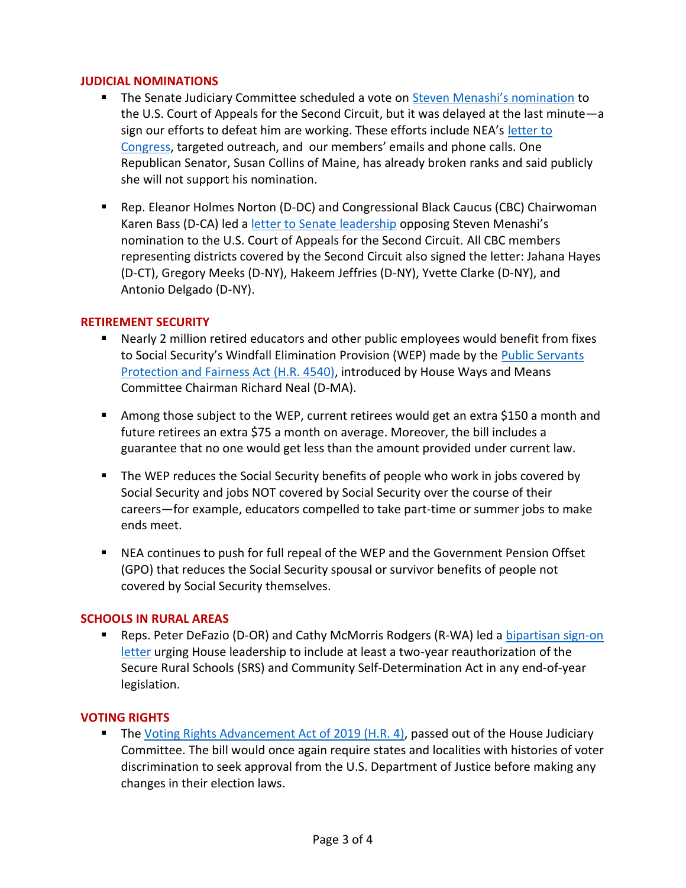## JUDICIAL NOMINATIONS

- The Senate Judiciary Committee scheduled a vote on Steven Menashi's nomination to the U.S. Court of Appeals for the Second Circuit, but it was delayed at the last minute—a sign our efforts to defeat him are working. These efforts include NEA's letter to Congress, targeted outreach, and our members' emails and phone calls. One Republican Senator, Susan Collins of Maine, has already broken ranks and said publicly she will not support his nomination.

- Rep. Eleanor Holmes Norton (D-DC) and Congressional Black Caucus (CBC) Chairwoman Karen Bass (D-CA) led a letter to Senate leadership opposing Steven Menashi's nomination to the U.S. Court of Appeals for the Second Circuit. All CBC members representing districts covered by the Second Circuit also signed the letter: Jahana Hayes (D-CT), Gregory Meeks (D-NY), Hakeem Jeffries (D-NY), Yvette Clarke (D-NY), and Antonio Delgado (D-NY).

## RETIREMENT SECURITY

- Nearly 2 million retired educators and other public employees would benefit from fixes to Social Security's Windfall Elimination Provision (WEP) made by the Public Servants Protection and Fairness Act (H.R. 4540), introduced by House Ways and Means Committee Chairman Richard Neal (D-MA).

- Among those subject to the WEP, current retirees would get an extra $150 a month and future retirees an extra $75 a month on average. Moreover, the bill includes a guarantee that no one would get less than the amount provided under current law.

- The WEP reduces the Social Security benefits of people who work in jobs covered by Social Security and jobs NOT covered by Social Security over the course of their careers—for example, educators compelled to take part-time or summer jobs to make ends meet.

- NEA continues to push for full repeal of the WEP and the Government Pension Offset (GPO) that reduces the Social Security spousal or survivor benefits of people not covered by Social Security themselves.

## SCHOOLS IN RURAL AREAS

- Reps. Peter DeFazio (D-OR) and Cathy McMorris Rodgers (R-WA) led a bipartisan sign-on letter urging House leadership to include at least a two-year reauthorization of the Secure Rural Schools (SRS) and Community Self-Determination Act in any end-of-year legislation.

## VOTING RIGHTS

- The Voting Rights Advancement Act of 2019 (H.R. 4), passed out of the House Judiciary Committee. The bill would once again require states and localities with histories of voter discrimination to seek approval from the U.S. Department of Justice before making any changes in their election laws.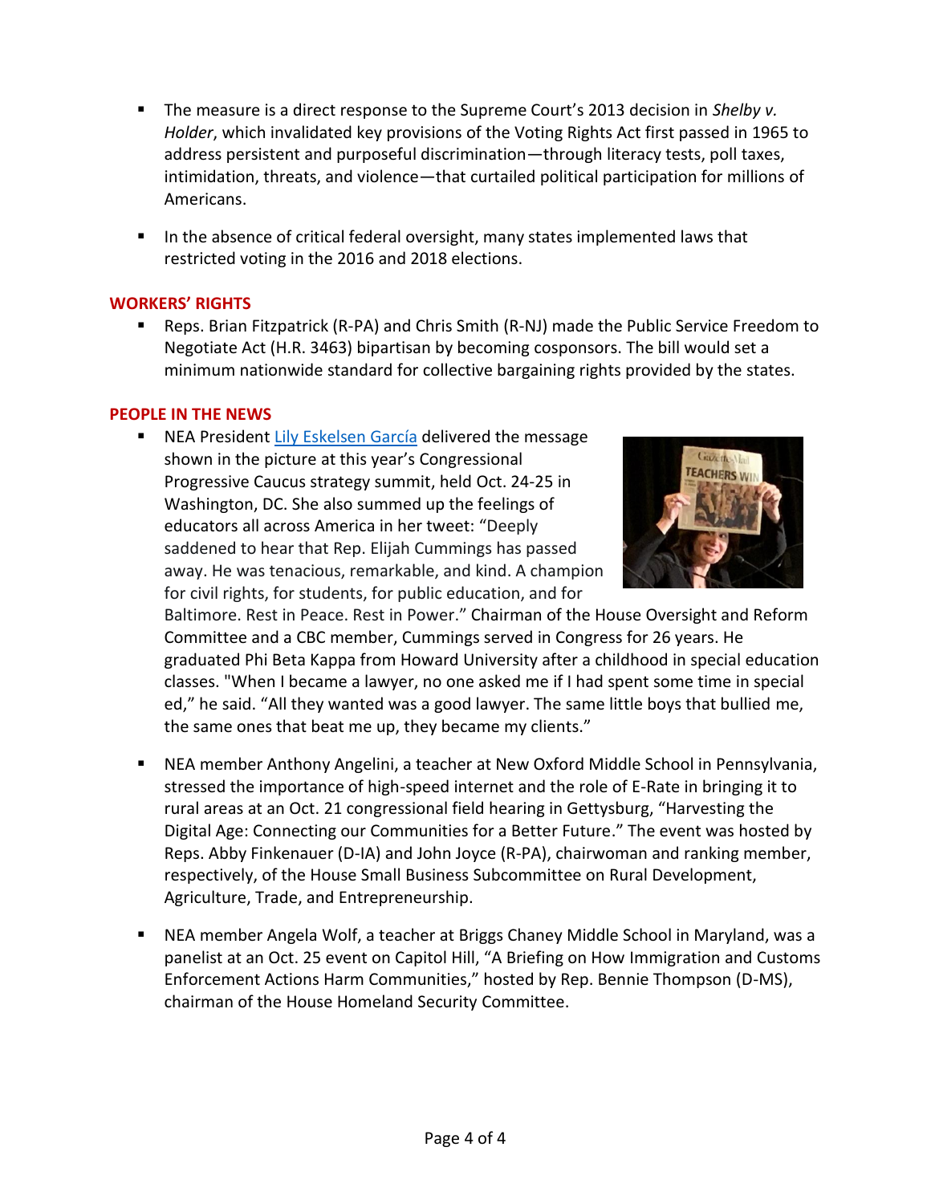- The measure is a direct response to the Supreme Court's 2013 decision in *Shelby v. Holder*, which invalidated key provisions of the Voting Rights Act first passed in 1965 to address persistent and purposeful discrimination—through literacy tests, poll taxes, intimidation, threats, and violence—that curtailed political participation for millions of Americans.

- In the absence of critical federal oversight, many states implemented laws that restricted voting in the 2016 and 2018 elections.

## WORKERS' RIGHTS

- Reps. Brian Fitzpatrick (R-PA) and Chris Smith (R-NJ) made the Public Service Freedom to Negotiate Act (H.R. 3463) bipartisan by becoming cosponsors. The bill would set a minimum nationwide standard for collective bargaining rights provided by the states.

## PEOPLE IN THE NEWS

- NEA President [Lily Eskelsen García](https://) delivered the message shown in the picture at this year's Congressional Progressive Caucus strategy summit, held Oct. 24-25 in Washington, DC. She also summed up the feelings of educators all across America in her tweet: "Deeply saddened to hear that Rep. Elijah Cummings has passed away. He was tenacious, remarkable, and kind. A champion for civil rights, for students, for public education, and for Baltimore. Rest in Peace. Rest in Power." Chairman of the House Oversight and Reform Committee and a CBC member, Cummings served in Congress for 26 years. He graduated Phi Beta Kappa from Howard University after a childhood in special education classes. "When I became a lawyer, no one asked me if I had spent some time in special ed," he said. "All they wanted was a good lawyer. The same little boys that bullied me, the same ones that beat me up, they became my clients."

- NEA member Anthony Angelini, a teacher at New Oxford Middle School in Pennsylvania, stressed the importance of high-speed internet and the role of E-Rate in bringing it to rural areas at an Oct. 21 congressional field hearing in Gettysburg, "Harvesting the Digital Age: Connecting our Communities for a Better Future." The event was hosted by Reps. Abby Finkenauer (D-IA) and John Joyce (R-PA), chairwoman and ranking member, respectively, of the House Small Business Subcommittee on Rural Development, Agriculture, Trade, and Entrepreneurship.

- NEA member Angela Wolf, a teacher at Briggs Chaney Middle School in Maryland, was a panelist at an Oct. 25 event on Capitol Hill, "A Briefing on How Immigration and Customs Enforcement Actions Harm Communities," hosted by Rep. Bennie Thompson (D-MS), chairman of the House Homeland Security Committee.